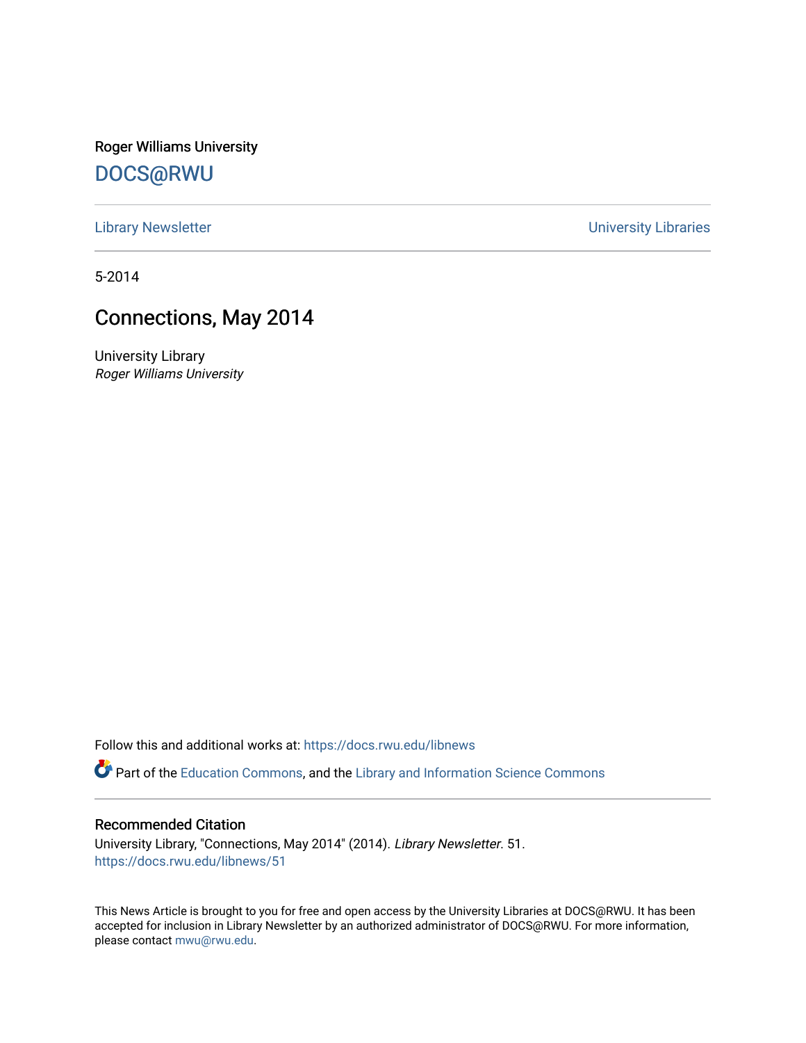Roger Williams University

DOCS@RWU

Library Newsletter | University Libraries

5-2014

# Connections, May 2014

University Library
*Roger Williams University*

Follow this and additional works at: https://docs.rwu.edu/libnews

Part of the Education Commons, and the Library and Information Science Commons

## Recommended Citation

University Library, "Connections, May 2014" (2014). *Library Newsletter*. 51.
https://docs.rwu.edu/libnews/51

This News Article is brought to you for free and open access by the University Libraries at DOCS@RWU. It has been accepted for inclusion in Library Newsletter by an authorized administrator of DOCS@RWU. For more information, please contact mwu@rwu.edu.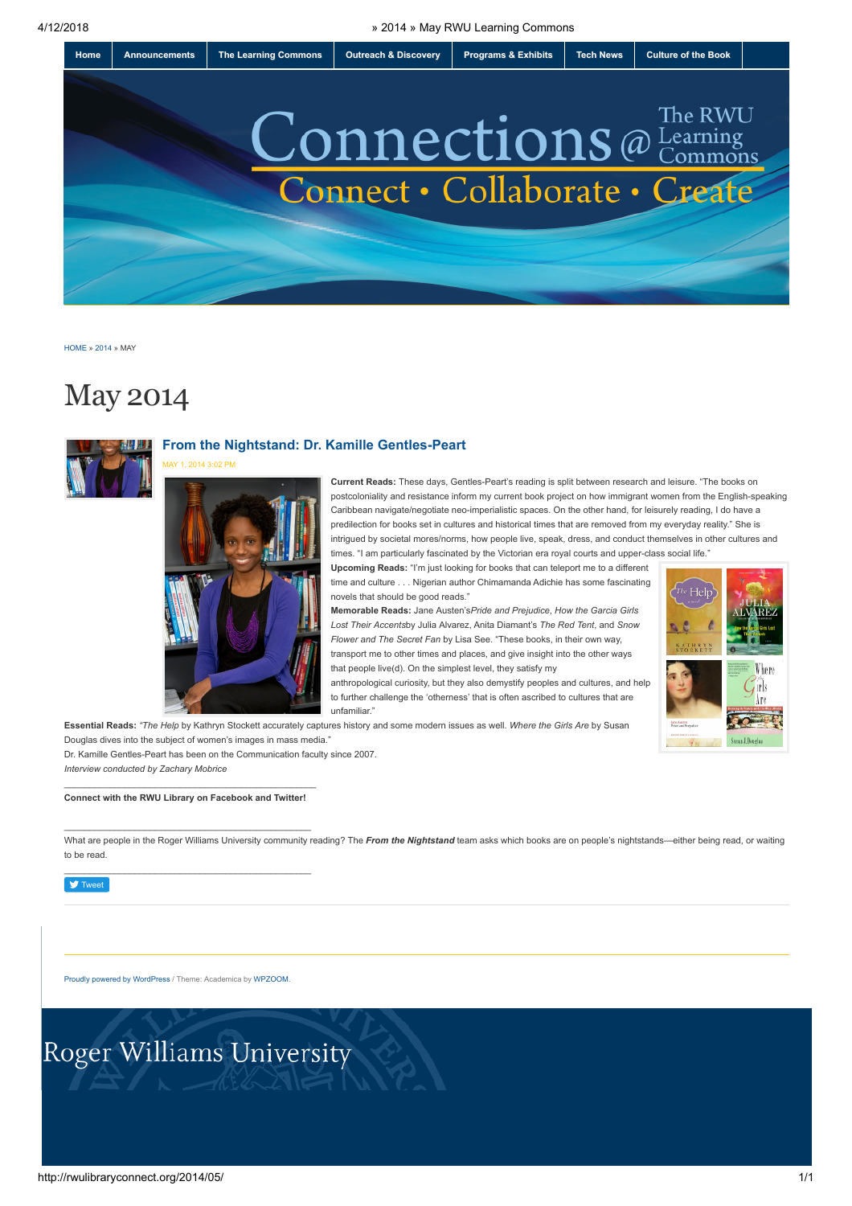Home | Announcements | The Learning Commons | Outreach & Discovery | Programs & Exhibits | Tech News | Culture of the Book

HOME » 2014 » MAY

# May 2014

## From the Nightstand: Dr. Kamille Gentles-Peart

MAY 1, 2014 3:02 PM

**Current Reads:** These days, Gentles-Peart's reading is split between research and leisure. "The books on postcoloniality and resistance inform my current book project on how immigrant women from the English-speaking Caribbean navigate/negotiate neo-imperialistic spaces. On the other hand, for leisurely reading, I do have a predilection for books set in cultures and historical times that are removed from my everyday reality." She is intrigued by societal mores/norms, how people live, speak, dress, and conduct themselves in other cultures and times. "I am particularly fascinated by the Victorian era royal courts and upper-class social life."

**Upcoming Reads:** "I'm just looking for books that can teleport me to a different time and culture . . . Nigerian author Chimamanda Adichie has some fascinating novels that should be good reads."

**Memorable Reads:** Jane Austen's*Pride and Prejudice*, *How the Garcia Girls Lost Their Accents*by Julia Alvarez, Anita Diamant's *The Red Tent*, and *Snow Flower and The Secret Fan* by Lisa See. "These books, in their own way, transport me to other times and places, and give insight into the other ways that people live(d). On the simplest level, they satisfy my anthropological curiosity, but they also demystify peoples and cultures, and help to further challenge the 'otherness' that is often ascribed to cultures that are unfamiliar."

**Essential Reads:** "*The Help* by Kathryn Stockett accurately captures history and some modern issues as well. *Where the Girls Are* by Susan Douglas dives into the subject of women's images in mass media."

Dr. Kamille Gentles-Peart has been on the Communication faculty since 2007.

*Interview conducted by Zachary Mobrice*

---

**Connect with the RWU Library on Facebook and Twitter!**

---

What are people in the Roger Williams University community reading? The ***From the Nightstand*** team asks which books are on people's nightstands—either being read, or waiting to be read.

---

Tweet

Proudly powered by WordPress / Theme: Academica by WPZOOM.

Roger Williams University